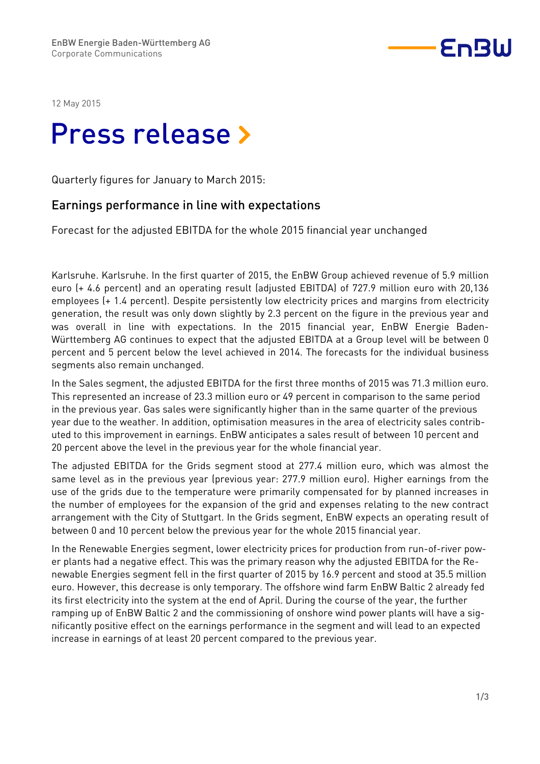EnBW Energie Baden-Württemberg AG
Corporate Communications

12 May 2015

# Press release

Quarterly figures for January to March 2015:

## Earnings performance in line with expectations

Forecast for the adjusted EBITDA for the whole 2015 financial year unchanged

Karlsruhe. Karlsruhe. In the first quarter of 2015, the EnBW Group achieved revenue of 5.9 million euro (+ 4.6 percent) and an operating result (adjusted EBITDA) of 727.9 million euro with 20,136 employees (+ 1.4 percent). Despite persistently low electricity prices and margins from electricity generation, the result was only down slightly by 2.3 percent on the figure in the previous year and was overall in line with expectations. In the 2015 financial year, EnBW Energie Baden-Württemberg AG continues to expect that the adjusted EBITDA at a Group level will be between 0 percent and 5 percent below the level achieved in 2014. The forecasts for the individual business segments also remain unchanged.

In the Sales segment, the adjusted EBITDA for the first three months of 2015 was 71.3 million euro. This represented an increase of 23.3 million euro or 49 percent in comparison to the same period in the previous year. Gas sales were significantly higher than in the same quarter of the previous year due to the weather. In addition, optimisation measures in the area of electricity sales contributed to this improvement in earnings. EnBW anticipates a sales result of between 10 percent and 20 percent above the level in the previous year for the whole financial year.

The adjusted EBITDA for the Grids segment stood at 277.4 million euro, which was almost the same level as in the previous year (previous year: 277.9 million euro). Higher earnings from the use of the grids due to the temperature were primarily compensated for by planned increases in the number of employees for the expansion of the grid and expenses relating to the new contract arrangement with the City of Stuttgart. In the Grids segment, EnBW expects an operating result of between 0 and 10 percent below the previous year for the whole 2015 financial year.

In the Renewable Energies segment, lower electricity prices for production from run-of-river power plants had a negative effect. This was the primary reason why the adjusted EBITDA for the Renewable Energies segment fell in the first quarter of 2015 by 16.9 percent and stood at 35.5 million euro. However, this decrease is only temporary. The offshore wind farm EnBW Baltic 2 already fed its first electricity into the system at the end of April. During the course of the year, the further ramping up of EnBW Baltic 2 and the commissioning of onshore wind power plants will have a significantly positive effect on the earnings performance in the segment and will lead to an expected increase in earnings of at least 20 percent compared to the previous year.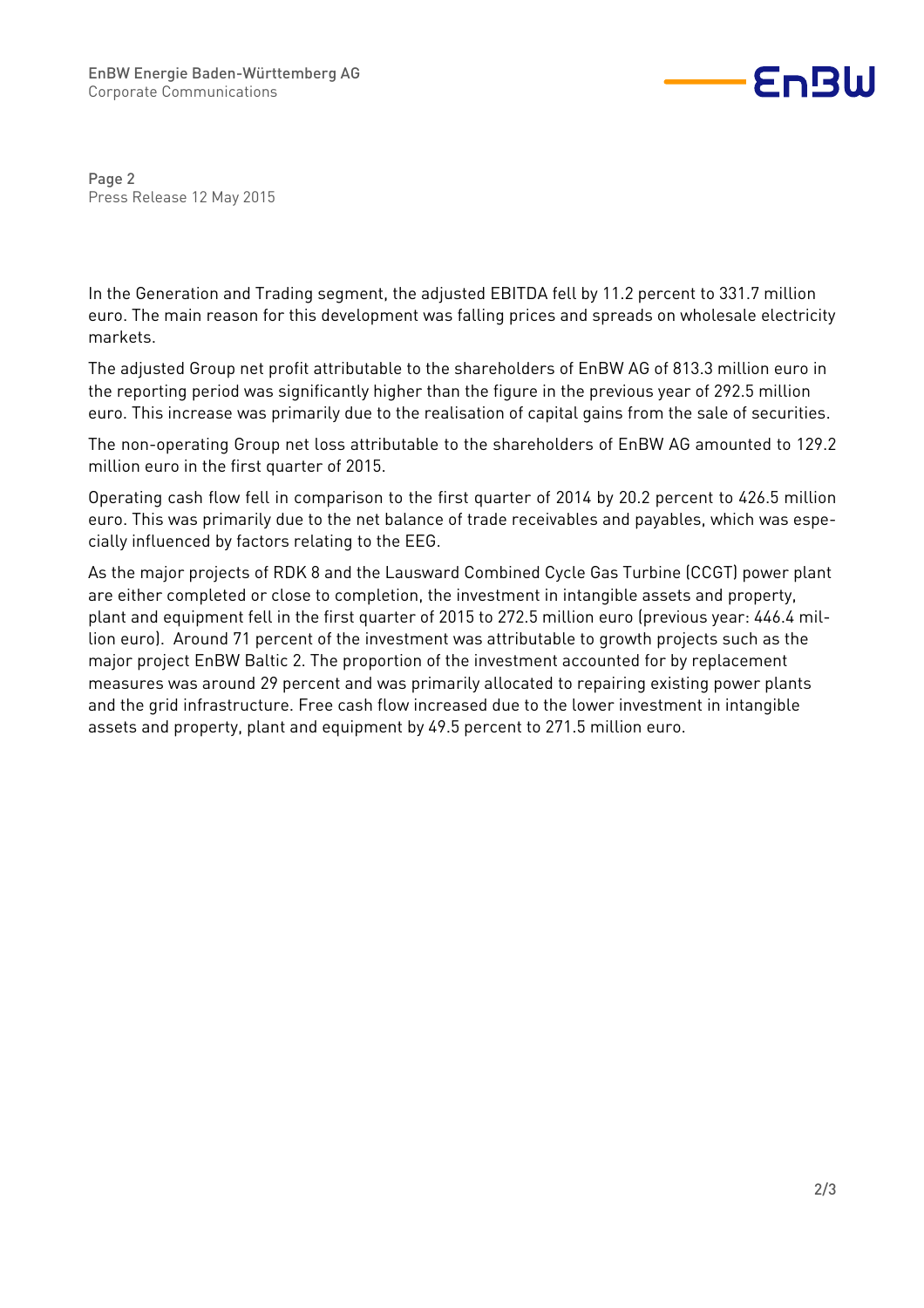In the Generation and Trading segment, the adjusted EBITDA fell by 11.2 percent to 331.7 million euro. The main reason for this development was falling prices and spreads on wholesale electricity markets.

The adjusted Group net profit attributable to the shareholders of EnBW AG of 813.3 million euro in the reporting period was significantly higher than the figure in the previous year of 292.5 million euro. This increase was primarily due to the realisation of capital gains from the sale of securities.

The non-operating Group net loss attributable to the shareholders of EnBW AG amounted to 129.2 million euro in the first quarter of 2015.

Operating cash flow fell in comparison to the first quarter of 2014 by 20.2 percent to 426.5 million euro. This was primarily due to the net balance of trade receivables and payables, which was especially influenced by factors relating to the EEG.

As the major projects of RDK 8 and the Lausward Combined Cycle Gas Turbine (CCGT) power plant are either completed or close to completion, the investment in intangible assets and property, plant and equipment fell in the first quarter of 2015 to 272.5 million euro (previous year: 446.4 million euro). Around 71 percent of the investment was attributable to growth projects such as the major project EnBW Baltic 2. The proportion of the investment accounted for by replacement measures was around 29 percent and was primarily allocated to repairing existing power plants and the grid infrastructure. Free cash flow increased due to the lower investment in intangible assets and property, plant and equipment by 49.5 percent to 271.5 million euro.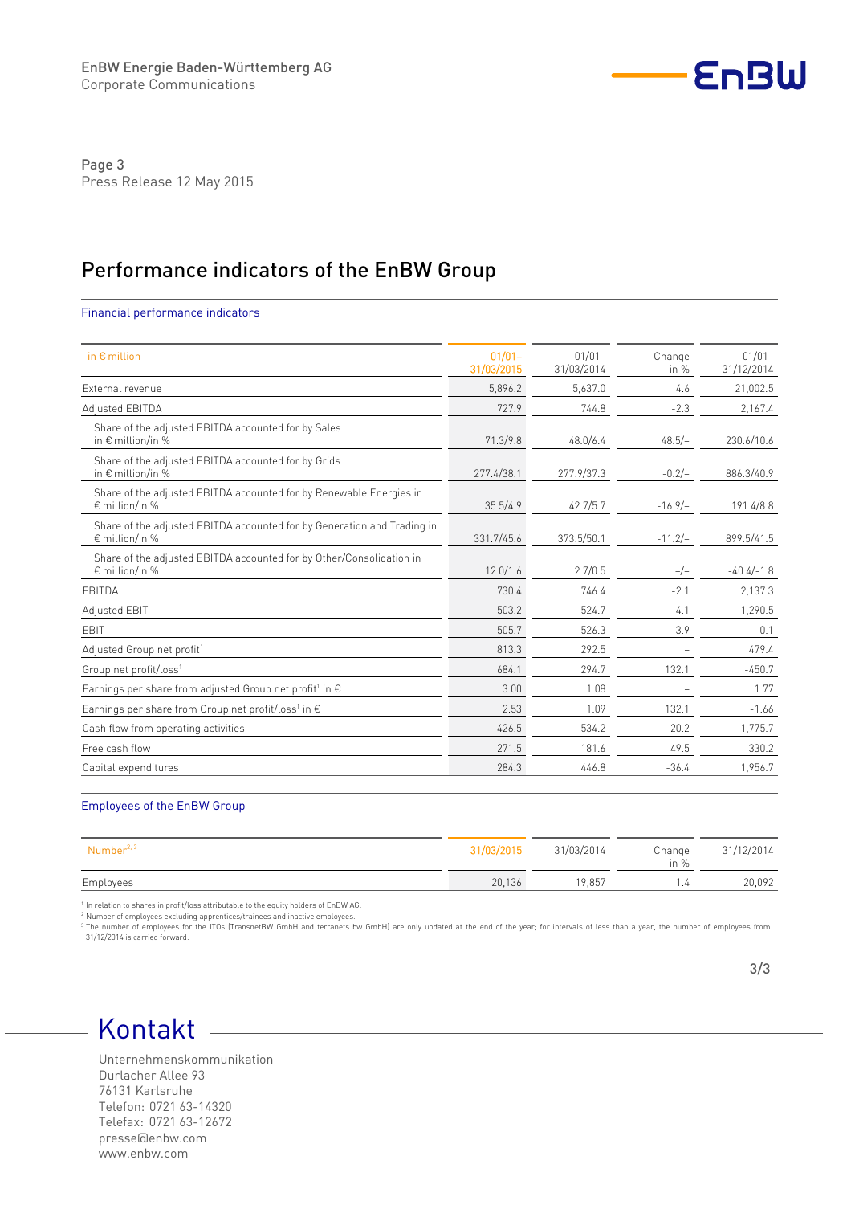## Performance indicators of the EnBW Group

### Financial performance indicators

| in € million | 01/01–31/03/2015 | 01/01–31/03/2014 | Change in % | 01/01–31/12/2014 |
|---|---|---|---|---|
| External revenue | 5,896.2 | 5,637.0 | 4.6 | 21,002.5 |
| Adjusted EBITDA | 727.9 | 744.8 | -2.3 | 2,167.4 |
| Share of the adjusted EBITDA accounted for by Sales in € million/in % | 71.3/9.8 | 48.0/6.4 | 48.5/– | 230.6/10.6 |
| Share of the adjusted EBITDA accounted for by Grids in € million/in % | 277.4/38.1 | 277.9/37.3 | -0.2/– | 886.3/40.9 |
| Share of the adjusted EBITDA accounted for by Renewable Energies in € million/in % | 35.5/4.9 | 42.7/5.7 | -16.9/– | 191.4/8.8 |
| Share of the adjusted EBITDA accounted for by Generation and Trading in € million/in % | 331.7/45.6 | 373.5/50.1 | -11.2/– | 899.5/41.5 |
| Share of the adjusted EBITDA accounted for by Other/Consolidation in € million/in % | 12.0/1.6 | 2.7/0.5 | –/– | -40.4/-1.8 |
| EBITDA | 730.4 | 746.4 | -2.1 | 2,137.3 |
| Adjusted EBIT | 503.2 | 524.7 | -4.1 | 1,290.5 |
| EBIT | 505.7 | 526.3 | -3.9 | 0.1 |
| Adjusted Group net profit[1] | 813.3 | 292.5 | – | 479.4 |
| Group net profit/loss[1] | 684.1 | 294.7 | 132.1 | -450.7 |
| Earnings per share from adjusted Group net profit[1] in € | 3.00 | 1.08 | – | 1.77 |
| Earnings per share from Group net profit/loss[1] in € | 2.53 | 1.09 | 132.1 | -1.66 |
| Cash flow from operating activities | 426.5 | 534.2 | -20.2 | 1,775.7 |
| Free cash flow | 271.5 | 181.6 | 49.5 | 330.2 |
| Capital expenditures | 284.3 | 446.8 | -36.4 | 1,956.7 |

### Employees of the EnBW Group

| Number[2, 3] | 31/03/2015 | 31/03/2014 | Change in % | 31/12/2014 |
|---|---|---|---|---|
| Employees | 20,136 | 19,857 | 1.4 | 20,092 |

[1] In relation to shares in profit/loss attributable to the equity holders of EnBW AG.
[2] Number of employees excluding apprentices/trainees and inactive employees.
[3] The number of employees for the ITOs (TransnetBW GmbH and terranets bw GmbH) are only updated at the end of the year; for intervals of less than a year, the number of employees from 31/12/2014 is carried forward.

## Kontakt

Unternehmenskommunikation
Durlacher Allee 93
76131 Karlsruhe
Telefon: 0721 63-14320
Telefax: 0721 63-12672
presse@enbw.com
www.enbw.com